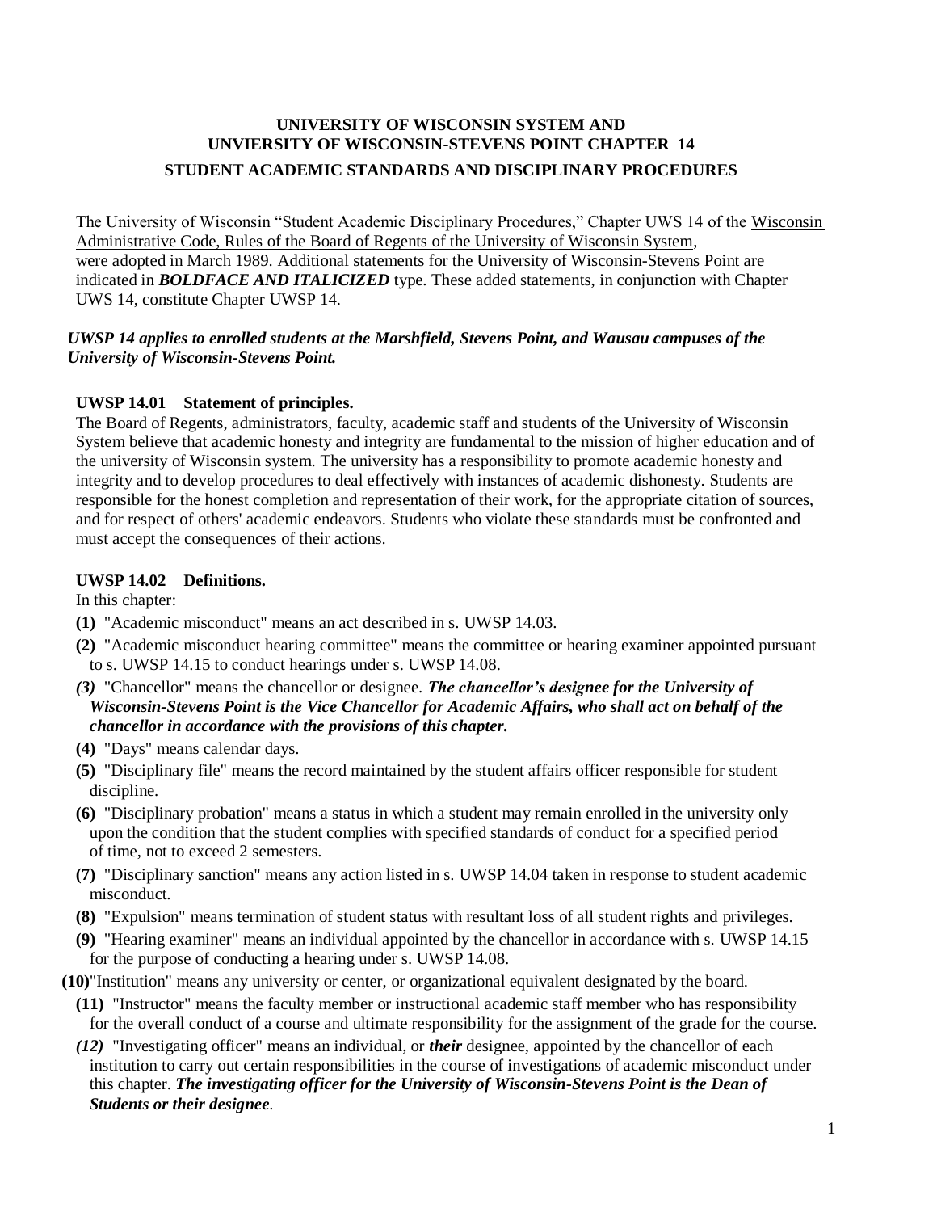# UNIVERSITY OF WISCONSIN SYSTEM AND UNVIERSITY OF WISCONSIN-STEVENS POINT CHAPTER 14

## STUDENT ACADEMIC STANDARDS AND DISCIPLINARY PROCEDURES

The University of Wisconsin "Student Academic Disciplinary Procedures," Chapter UWS 14 of the Wisconsin Administrative Code, Rules of the Board of Regents of the University of Wisconsin System, were adopted in March 1989. Additional statements for the University of Wisconsin-Stevens Point are indicated in ***BOLDFACE AND ITALICIZED*** type. These added statements, in conjunction with Chapter UWS 14, constitute Chapter UWSP 14.

***UWSP 14 applies to enrolled students at the Marshfield, Stevens Point, and Wausau campuses of the University of Wisconsin-Stevens Point.***

### UWSP 14.01 Statement of principles.

The Board of Regents, administrators, faculty, academic staff and students of the University of Wisconsin System believe that academic honesty and integrity are fundamental to the mission of higher education and of the university of Wisconsin system. The university has a responsibility to promote academic honesty and integrity and to develop procedures to deal effectively with instances of academic dishonesty. Students are responsible for the honest completion and representation of their work, for the appropriate citation of sources, and for respect of others' academic endeavors. Students who violate these standards must be confronted and must accept the consequences of their actions.

### UWSP 14.02 Definitions.

In this chapter:

**(1)** "Academic misconduct" means an act described in s. UWSP 14.03.

**(2)** "Academic misconduct hearing committee" means the committee or hearing examiner appointed pursuant to s. UWSP 14.15 to conduct hearings under s. UWSP 14.08.

***(3)*** "Chancellor" means the chancellor or designee. ***The chancellor's designee for the University of Wisconsin-Stevens Point is the Vice Chancellor for Academic Affairs, who shall act on behalf of the chancellor in accordance with the provisions of this chapter.***

**(4)** "Days" means calendar days.

**(5)** "Disciplinary file" means the record maintained by the student affairs officer responsible for student discipline.

**(6)** "Disciplinary probation" means a status in which a student may remain enrolled in the university only upon the condition that the student complies with specified standards of conduct for a specified period of time, not to exceed 2 semesters.

**(7)** "Disciplinary sanction" means any action listed in s. UWSP 14.04 taken in response to student academic misconduct.

**(8)** "Expulsion" means termination of student status with resultant loss of all student rights and privileges.

**(9)** "Hearing examiner" means an individual appointed by the chancellor in accordance with s. UWSP 14.15 for the purpose of conducting a hearing under s. UWSP 14.08.

**(10)** "Institution" means any university or center, or organizational equivalent designated by the board.

**(11)** "Instructor" means the faculty member or instructional academic staff member who has responsibility for the overall conduct of a course and ultimate responsibility for the assignment of the grade for the course.

***(12)*** "Investigating officer" means an individual, or ***their*** designee, appointed by the chancellor of each institution to carry out certain responsibilities in the course of investigations of academic misconduct under this chapter. ***The investigating officer for the University of Wisconsin-Stevens Point is the Dean of Students or their designee***.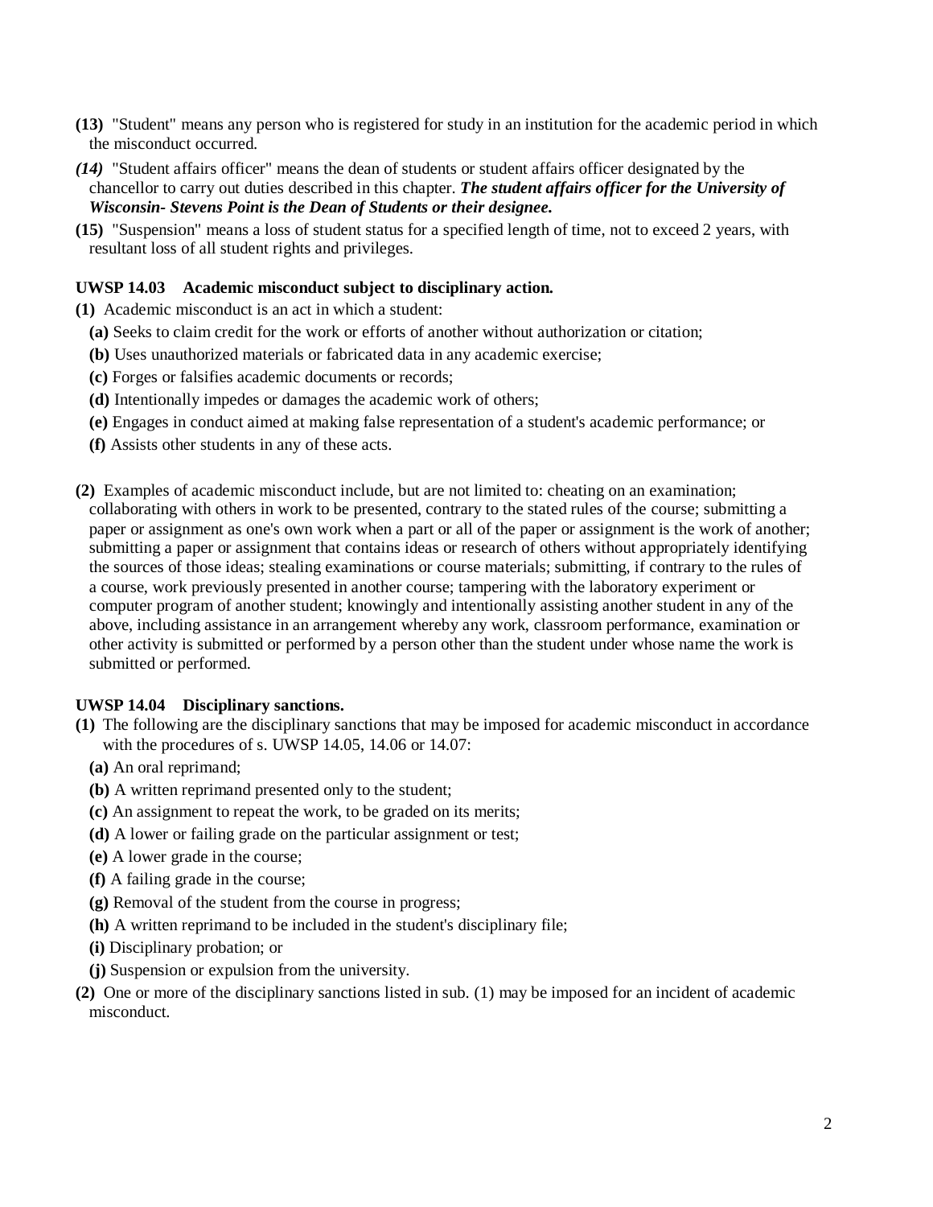**(13)** "Student" means any person who is registered for study in an institution for the academic period in which the misconduct occurred.

*(14)* "Student affairs officer" means the dean of students or student affairs officer designated by the chancellor to carry out duties described in this chapter. ***The student affairs officer for the University of Wisconsin- Stevens Point is the Dean of Students or their designee.***

**(15)** "Suspension" means a loss of student status for a specified length of time, not to exceed 2 years, with resultant loss of all student rights and privileges.

### UWSP 14.03 Academic misconduct subject to disciplinary action.

**(1)** Academic misconduct is an act in which a student:

- **(a)** Seeks to claim credit for the work or efforts of another without authorization or citation;
- **(b)** Uses unauthorized materials or fabricated data in any academic exercise;
- **(c)** Forges or falsifies academic documents or records;
- **(d)** Intentionally impedes or damages the academic work of others;
- **(e)** Engages in conduct aimed at making false representation of a student's academic performance; or
- **(f)** Assists other students in any of these acts.

**(2)** Examples of academic misconduct include, but are not limited to: cheating on an examination; collaborating with others in work to be presented, contrary to the stated rules of the course; submitting a paper or assignment as one's own work when a part or all of the paper or assignment is the work of another; submitting a paper or assignment that contains ideas or research of others without appropriately identifying the sources of those ideas; stealing examinations or course materials; submitting, if contrary to the rules of a course, work previously presented in another course; tampering with the laboratory experiment or computer program of another student; knowingly and intentionally assisting another student in any of the above, including assistance in an arrangement whereby any work, classroom performance, examination or other activity is submitted or performed by a person other than the student under whose name the work is submitted or performed.

### UWSP 14.04 Disciplinary sanctions.

**(1)** The following are the disciplinary sanctions that may be imposed for academic misconduct in accordance with the procedures of s. UWSP 14.05, 14.06 or 14.07:

- **(a)** An oral reprimand;
- **(b)** A written reprimand presented only to the student;
- **(c)** An assignment to repeat the work, to be graded on its merits;
- **(d)** A lower or failing grade on the particular assignment or test;
- **(e)** A lower grade in the course;
- **(f)** A failing grade in the course;
- **(g)** Removal of the student from the course in progress;
- **(h)** A written reprimand to be included in the student's disciplinary file;
- **(i)** Disciplinary probation; or
- **(j)** Suspension or expulsion from the university.

**(2)** One or more of the disciplinary sanctions listed in sub. (1) may be imposed for an incident of academic misconduct.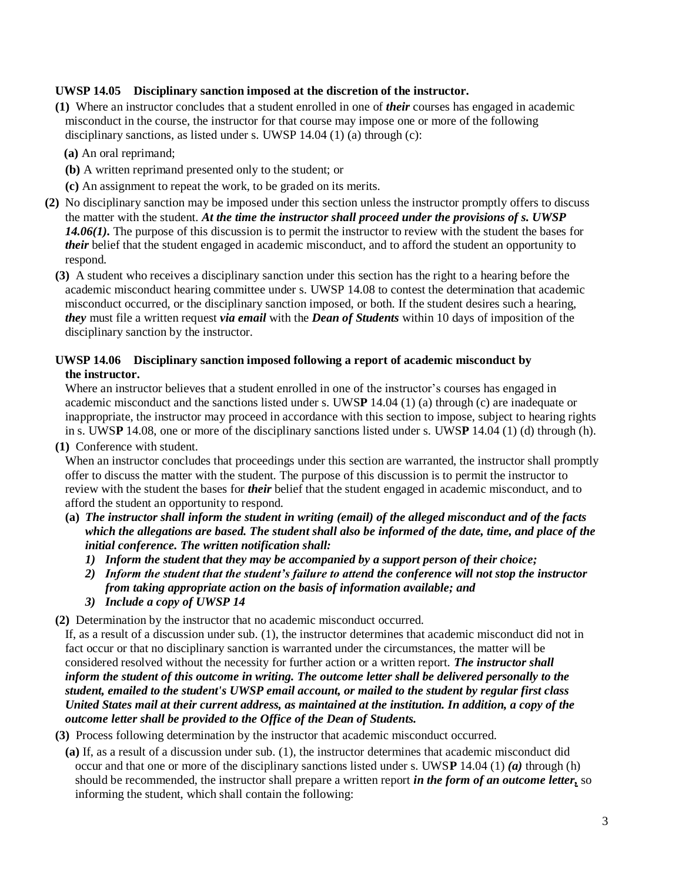**UWSP 14.05 Disciplinary sanction imposed at the discretion of the instructor.**

**(1)** Where an instructor concludes that a student enrolled in one of ***their*** courses has engaged in academic misconduct in the course, the instructor for that course may impose one or more of the following disciplinary sanctions, as listed under s. UWSP 14.04 (1) (a) through (c):

**(a)** An oral reprimand;

**(b)** A written reprimand presented only to the student; or

**(c)** An assignment to repeat the work, to be graded on its merits.

**(2)** No disciplinary sanction may be imposed under this section unless the instructor promptly offers to discuss the matter with the student. ***At the time the instructor shall proceed under the provisions of s. UWSP 14.06(1).*** The purpose of this discussion is to permit the instructor to review with the student the bases for ***their*** belief that the student engaged in academic misconduct, and to afford the student an opportunity to respond.

**(3)** A student who receives a disciplinary sanction under this section has the right to a hearing before the academic misconduct hearing committee under s. UWSP 14.08 to contest the determination that academic misconduct occurred, or the disciplinary sanction imposed, or both. If the student desires such a hearing, ***they*** must file a written request ***via email*** with the ***Dean of Students*** within 10 days of imposition of the disciplinary sanction by the instructor.

**UWSP 14.06 Disciplinary sanction imposed following a report of academic misconduct by the instructor.**

Where an instructor believes that a student enrolled in one of the instructor's courses has engaged in academic misconduct and the sanctions listed under s. UWS**P** 14.04 (1) (a) through (c) are inadequate or inappropriate, the instructor may proceed in accordance with this section to impose, subject to hearing rights in s. UWS**P** 14.08, one or more of the disciplinary sanctions listed under s. UWS**P** 14.04 (1) (d) through (h).

**(1)** Conference with student.

When an instructor concludes that proceedings under this section are warranted, the instructor shall promptly offer to discuss the matter with the student. The purpose of this discussion is to permit the instructor to review with the student the bases for ***their*** belief that the student engaged in academic misconduct, and to afford the student an opportunity to respond.

**(a)** ***The instructor shall inform the student in writing (email) of the alleged misconduct and of the facts which the allegations are based. The student shall also be informed of the date, time, and place of the initial conference. The written notification shall:***

1) ***Inform the student that they may be accompanied by a support person of their choice;***
2) ***Inform the student that the student's failure to attend the conference will not stop the instructor from taking appropriate action on the basis of information available; and***
3) ***Include a copy of UWSP 14***

**(2)** Determination by the instructor that no academic misconduct occurred.

If, as a result of a discussion under sub. (1), the instructor determines that academic misconduct did not in fact occur or that no disciplinary sanction is warranted under the circumstances, the matter will be considered resolved without the necessity for further action or a written report. ***The instructor shall inform the student of this outcome in writing. The outcome letter shall be delivered personally to the student, emailed to the student's UWSP email account, or mailed to the student by regular first class United States mail at their current address, as maintained at the institution. In addition, a copy of the outcome letter shall be provided to the Office of the Dean of Students.***

**(3)** Process following determination by the instructor that academic misconduct occurred.

**(a)** If, as a result of a discussion under sub. (1), the instructor determines that academic misconduct did occur and that one or more of the disciplinary sanctions listed under s. UWS**P** 14.04 (1) ***(a)*** through (h) should be recommended, the instructor shall prepare a written report ***in the form of an outcome letter*****,** so informing the student, which shall contain the following: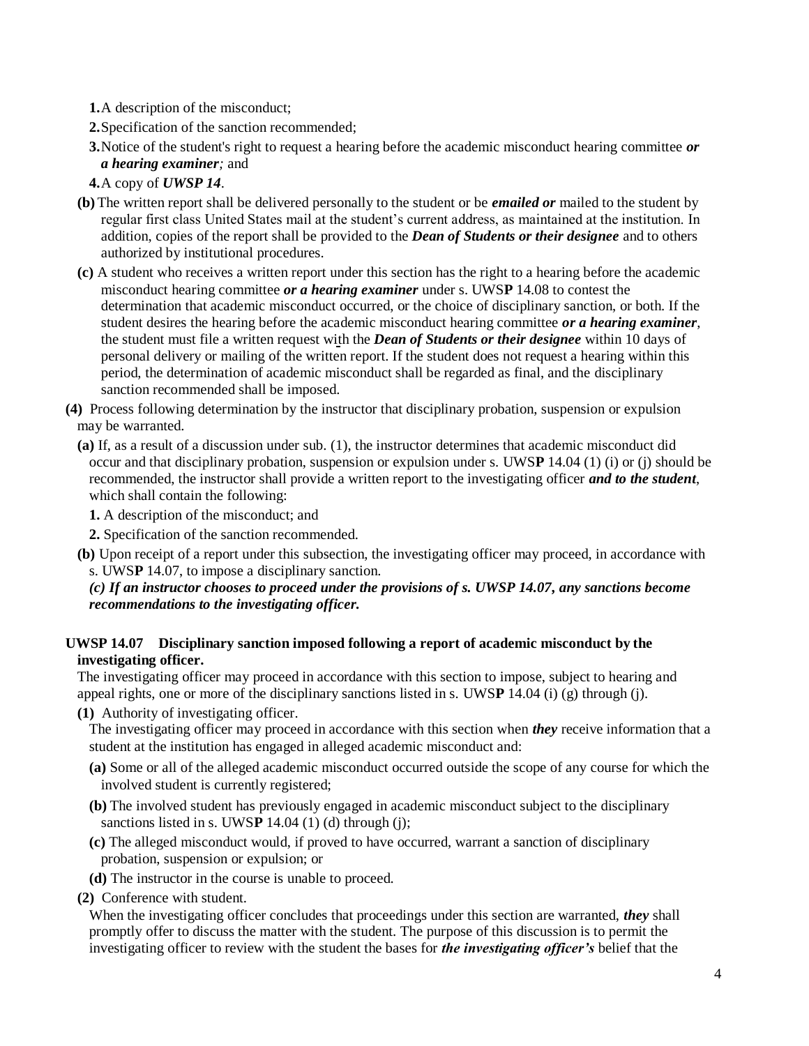**1.** A description of the misconduct;

**2.** Specification of the sanction recommended;

**3.** Notice of the student's right to request a hearing before the academic misconduct hearing committee ***or a hearing examiner;*** and

**4.** A copy of ***UWSP 14***.

**(b)** The written report shall be delivered personally to the student or be ***emailed or*** mailed to the student by regular first class United States mail at the student's current address, as maintained at the institution. In addition, copies of the report shall be provided to the ***Dean of Students or their designee*** and to others authorized by institutional procedures.

**(c)** A student who receives a written report under this section has the right to a hearing before the academic misconduct hearing committee ***or a hearing examiner*** under s. UWS**P** 14.08 to contest the determination that academic misconduct occurred, or the choice of disciplinary sanction, or both. If the student desires the hearing before the academic misconduct hearing committee ***or a hearing examiner***, the student must file a written request with the ***Dean of Students or their designee*** within 10 days of personal delivery or mailing of the written report. If the student does not request a hearing within this period, the determination of academic misconduct shall be regarded as final, and the disciplinary sanction recommended shall be imposed.

**(4)** Process following determination by the instructor that disciplinary probation, suspension or expulsion may be warranted.

**(a)** If, as a result of a discussion under sub. (1), the instructor determines that academic misconduct did occur and that disciplinary probation, suspension or expulsion under s. UWS**P** 14.04 (1) (i) or (j) should be recommended, the instructor shall provide a written report to the investigating officer ***and to the student***, which shall contain the following:

**1.** A description of the misconduct; and

**2.** Specification of the sanction recommended.

**(b)** Upon receipt of a report under this subsection, the investigating officer may proceed, in accordance with s. UWS**P** 14.07, to impose a disciplinary sanction.

***(c) If an instructor chooses to proceed under the provisions of s. UWSP 14.07, any sanctions become recommendations to the investigating officer.***

**UWSP 14.07 Disciplinary sanction imposed following a report of academic misconduct by the investigating officer.**

The investigating officer may proceed in accordance with this section to impose, subject to hearing and appeal rights, one or more of the disciplinary sanctions listed in s. UWS**P** 14.04 (i) (g) through (j).

**(1)** Authority of investigating officer.

The investigating officer may proceed in accordance with this section when ***they*** receive information that a student at the institution has engaged in alleged academic misconduct and:

**(a)** Some or all of the alleged academic misconduct occurred outside the scope of any course for which the involved student is currently registered;

**(b)** The involved student has previously engaged in academic misconduct subject to the disciplinary sanctions listed in s. UWS**P** 14.04 (1) (d) through (j);

**(c)** The alleged misconduct would, if proved to have occurred, warrant a sanction of disciplinary probation, suspension or expulsion; or

**(d)** The instructor in the course is unable to proceed.

**(2)** Conference with student.

When the investigating officer concludes that proceedings under this section are warranted, ***they*** shall promptly offer to discuss the matter with the student. The purpose of this discussion is to permit the investigating officer to review with the student the bases for ***the investigating officer's*** belief that the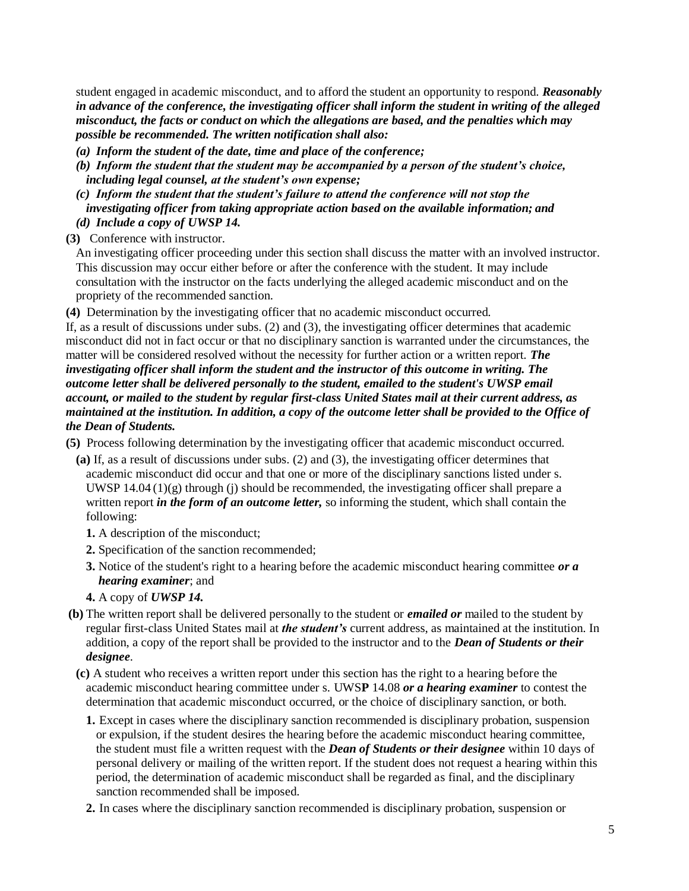student engaged in academic misconduct, and to afford the student an opportunity to respond. ***Reasonably in advance of the conference, the investigating officer shall inform the student in writing of the alleged misconduct, the facts or conduct on which the allegations are based, and the penalties which may possible be recommended. The written notification shall also:***

- ***(a) Inform the student of the date, time and place of the conference;***
- ***(b) Inform the student that the student may be accompanied by a person of the student's choice, including legal counsel, at the student's own expense;***
- ***(c) Inform the student that the student's failure to attend the conference will not stop the investigating officer from taking appropriate action based on the available information; and***
- ***(d) Include a copy of UWSP 14.***

**(3)** Conference with instructor.

An investigating officer proceeding under this section shall discuss the matter with an involved instructor. This discussion may occur either before or after the conference with the student. It may include consultation with the instructor on the facts underlying the alleged academic misconduct and on the propriety of the recommended sanction.

**(4)** Determination by the investigating officer that no academic misconduct occurred.

If, as a result of discussions under subs. (2) and (3), the investigating officer determines that academic misconduct did not in fact occur or that no disciplinary sanction is warranted under the circumstances, the matter will be considered resolved without the necessity for further action or a written report. ***The investigating officer shall inform the student and the instructor of this outcome in writing. The outcome letter shall be delivered personally to the student, emailed to the student's UWSP email account, or mailed to the student by regular first-class United States mail at their current address, as maintained at the institution. In addition, a copy of the outcome letter shall be provided to the Office of the Dean of Students.***

**(5)** Process following determination by the investigating officer that academic misconduct occurred.

**(a)** If, as a result of discussions under subs. (2) and (3), the investigating officer determines that academic misconduct did occur and that one or more of the disciplinary sanctions listed under s. UWSP 14.04 (1)(g) through (j) should be recommended, the investigating officer shall prepare a written report ***in the form of an outcome letter,*** so informing the student, which shall contain the following:

1. A description of the misconduct;
2. Specification of the sanction recommended;
3. Notice of the student's right to a hearing before the academic misconduct hearing committee ***or a hearing examiner***; and
4. A copy of ***UWSP 14.***

**(b)** The written report shall be delivered personally to the student or ***emailed or*** mailed to the student by regular first-class United States mail at ***the student's*** current address, as maintained at the institution. In addition, a copy of the report shall be provided to the instructor and to the ***Dean of Students or their designee***.

**(c)** A student who receives a written report under this section has the right to a hearing before the academic misconduct hearing committee under s. UWS**P** 14.08 ***or a hearing examiner*** to contest the determination that academic misconduct occurred, or the choice of disciplinary sanction, or both.

1. Except in cases where the disciplinary sanction recommended is disciplinary probation, suspension or expulsion, if the student desires the hearing before the academic misconduct hearing committee, the student must file a written request with the ***Dean of Students or their designee*** within 10 days of personal delivery or mailing of the written report. If the student does not request a hearing within this period, the determination of academic misconduct shall be regarded as final, and the disciplinary sanction recommended shall be imposed.
2. In cases where the disciplinary sanction recommended is disciplinary probation, suspension or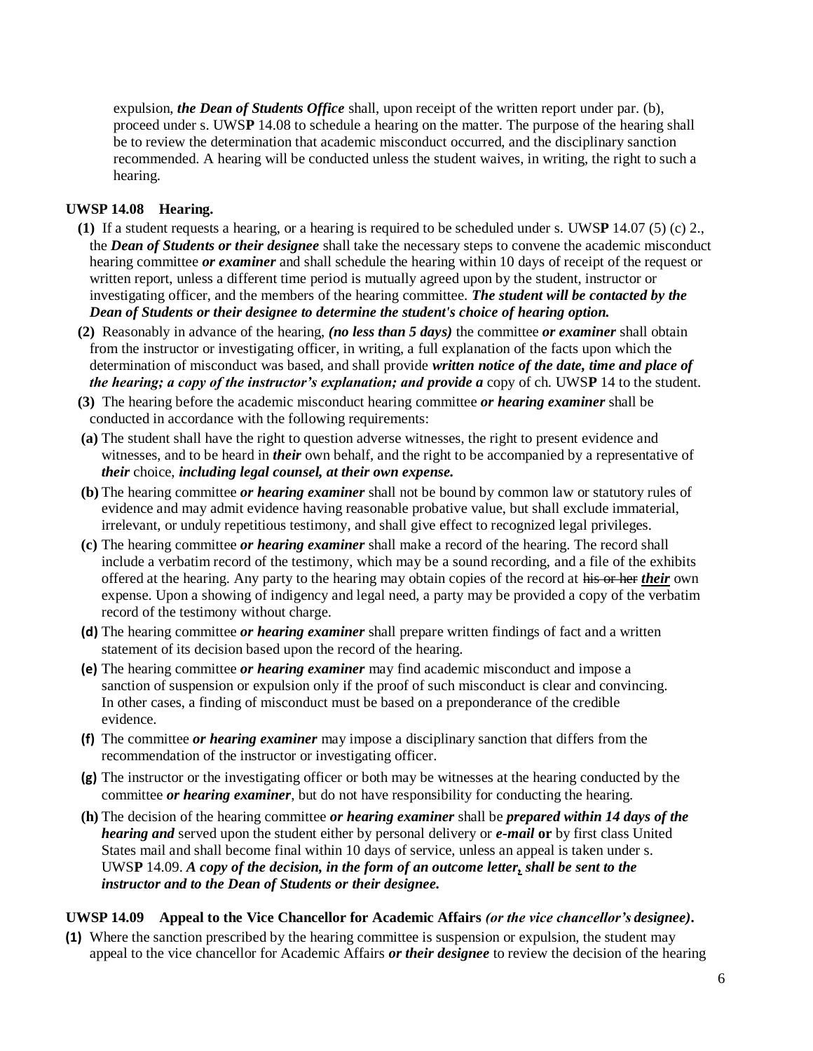expulsion, ***the Dean of Students Office*** shall, upon receipt of the written report under par. (b), proceed under s. UWS**P** 14.08 to schedule a hearing on the matter. The purpose of the hearing shall be to review the determination that academic misconduct occurred, and the disciplinary sanction recommended. A hearing will be conducted unless the student waives, in writing, the right to such a hearing.

**UWSP 14.08 Hearing.**

**(1)** If a student requests a hearing, or a hearing is required to be scheduled under s. UWS**P** 14.07 (5) (c) 2., the ***Dean of Students or their designee*** shall take the necessary steps to convene the academic misconduct hearing committee ***or examiner*** and shall schedule the hearing within 10 days of receipt of the request or written report, unless a different time period is mutually agreed upon by the student, instructor or investigating officer, and the members of the hearing committee. ***The student will be contacted by the Dean of Students or their designee to determine the student's choice of hearing option.***

**(2)** Reasonably in advance of the hearing, ***(no less than 5 days)*** the committee ***or examiner*** shall obtain from the instructor or investigating officer, in writing, a full explanation of the facts upon which the determination of misconduct was based, and shall provide ***written notice of the date, time and place of the hearing; a copy of the instructor's explanation; and provide a*** copy of ch. UWS**P** 14 to the student.

**(3)** The hearing before the academic misconduct hearing committee ***or hearing examiner*** shall be conducted in accordance with the following requirements:

**(a)** The student shall have the right to question adverse witnesses, the right to present evidence and witnesses, and to be heard in ***their*** own behalf, and the right to be accompanied by a representative of ***their*** choice, ***including legal counsel, at their own expense.***

**(b)** The hearing committee ***or hearing examiner*** shall not be bound by common law or statutory rules of evidence and may admit evidence having reasonable probative value, but shall exclude immaterial, irrelevant, or unduly repetitious testimony, and shall give effect to recognized legal privileges.

**(c)** The hearing committee ***or hearing examiner*** shall make a record of the hearing. The record shall include a verbatim record of the testimony, which may be a sound recording, and a file of the exhibits offered at the hearing. Any party to the hearing may obtain copies of the record at ~~his or her~~ ***<u>their</u>*** own expense. Upon a showing of indigency and legal need, a party may be provided a copy of the verbatim record of the testimony without charge.

**(d)** The hearing committee ***or hearing examiner*** shall prepare written findings of fact and a written statement of its decision based upon the record of the hearing.

**(e)** The hearing committee ***or hearing examiner*** may find academic misconduct and impose a sanction of suspension or expulsion only if the proof of such misconduct is clear and convincing. In other cases, a finding of misconduct must be based on a preponderance of the credible evidence.

**(f)** The committee ***or hearing examiner*** may impose a disciplinary sanction that differs from the recommendation of the instructor or investigating officer.

**(g)** The instructor or the investigating officer or both may be witnesses at the hearing conducted by the committee ***or hearing examiner***, but do not have responsibility for conducting the hearing.

**(h)** The decision of the hearing committee ***or hearing examiner*** shall be ***prepared within 14 days of the hearing and*** served upon the student either by personal delivery or ***e-mail*** **or** by first class United States mail and shall become final within 10 days of service, unless an appeal is taken under s. UWS**P** 14.09. ***A copy of the decision, in the form of an outcome letter, shall be sent to the instructor and to the Dean of Students or their designee.***

**UWSP 14.09 Appeal to the Vice Chancellor for Academic Affairs *(or the vice chancellor's designee)*.**

**(1)** Where the sanction prescribed by the hearing committee is suspension or expulsion, the student may appeal to the vice chancellor for Academic Affairs ***or their designee*** to review the decision of the hearing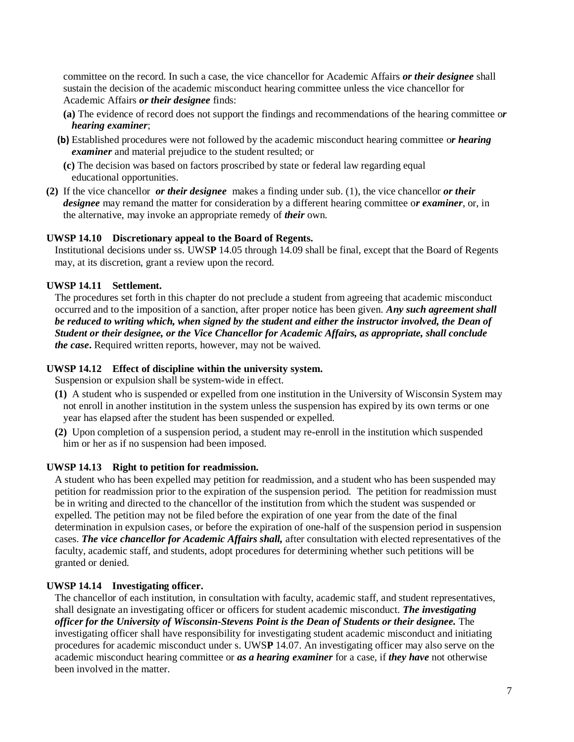committee on the record. In such a case, the vice chancellor for Academic Affairs ***or their designee*** shall sustain the decision of the academic misconduct hearing committee unless the vice chancellor for Academic Affairs ***or their designee*** finds:

**(a)** The evidence of record does not support the findings and recommendations of the hearing committee o***r hearing examiner***;

**(b)** Established procedures were not followed by the academic misconduct hearing committee o***r hearing examiner*** and material prejudice to the student resulted; or

**(c)** The decision was based on factors proscribed by state or federal law regarding equal educational opportunities.

**(2)** If the vice chancellor ***or their designee*** makes a finding under sub. (1), the vice chancellor ***or their designee*** may remand the matter for consideration by a different hearing committee o***r examiner***, or, in the alternative, may invoke an appropriate remedy of ***their*** own.

**UWSP 14.10 Discretionary appeal to the Board of Regents.**

Institutional decisions under ss. UWS**P** 14.05 through 14.09 shall be final, except that the Board of Regents may, at its discretion, grant a review upon the record.

**UWSP 14.11 Settlement.**

The procedures set forth in this chapter do not preclude a student from agreeing that academic misconduct occurred and to the imposition of a sanction, after proper notice has been given. ***Any such agreement shall be reduced to writing which, when signed by the student and either the instructor involved, the Dean of Student or their designee, or the Vice Chancellor for Academic Affairs, as appropriate, shall conclude the case*****.** Required written reports, however, may not be waived.

**UWSP 14.12 Effect of discipline within the university system.**

Suspension or expulsion shall be system-wide in effect.

**(1)** A student who is suspended or expelled from one institution in the University of Wisconsin System may not enroll in another institution in the system unless the suspension has expired by its own terms or one year has elapsed after the student has been suspended or expelled.

**(2)** Upon completion of a suspension period, a student may re-enroll in the institution which suspended him or her as if no suspension had been imposed.

**UWSP 14.13 Right to petition for readmission.**

A student who has been expelled may petition for readmission, and a student who has been suspended may petition for readmission prior to the expiration of the suspension period. The petition for readmission must be in writing and directed to the chancellor of the institution from which the student was suspended or expelled. The petition may not be filed before the expiration of one year from the date of the final determination in expulsion cases, or before the expiration of one-half of the suspension period in suspension cases. ***The vice chancellor for Academic Affairs shall,*** after consultation with elected representatives of the faculty, academic staff, and students, adopt procedures for determining whether such petitions will be granted or denied.

**UWSP 14.14 Investigating officer.**

The chancellor of each institution, in consultation with faculty, academic staff, and student representatives, shall designate an investigating officer or officers for student academic misconduct. ***The investigating officer for the University of Wisconsin-Stevens Point is the Dean of Students or their designee.*** The investigating officer shall have responsibility for investigating student academic misconduct and initiating procedures for academic misconduct under s. UWS**P** 14.07. An investigating officer may also serve on the academic misconduct hearing committee or ***as a hearing examiner*** for a case, if ***they have*** not otherwise been involved in the matter.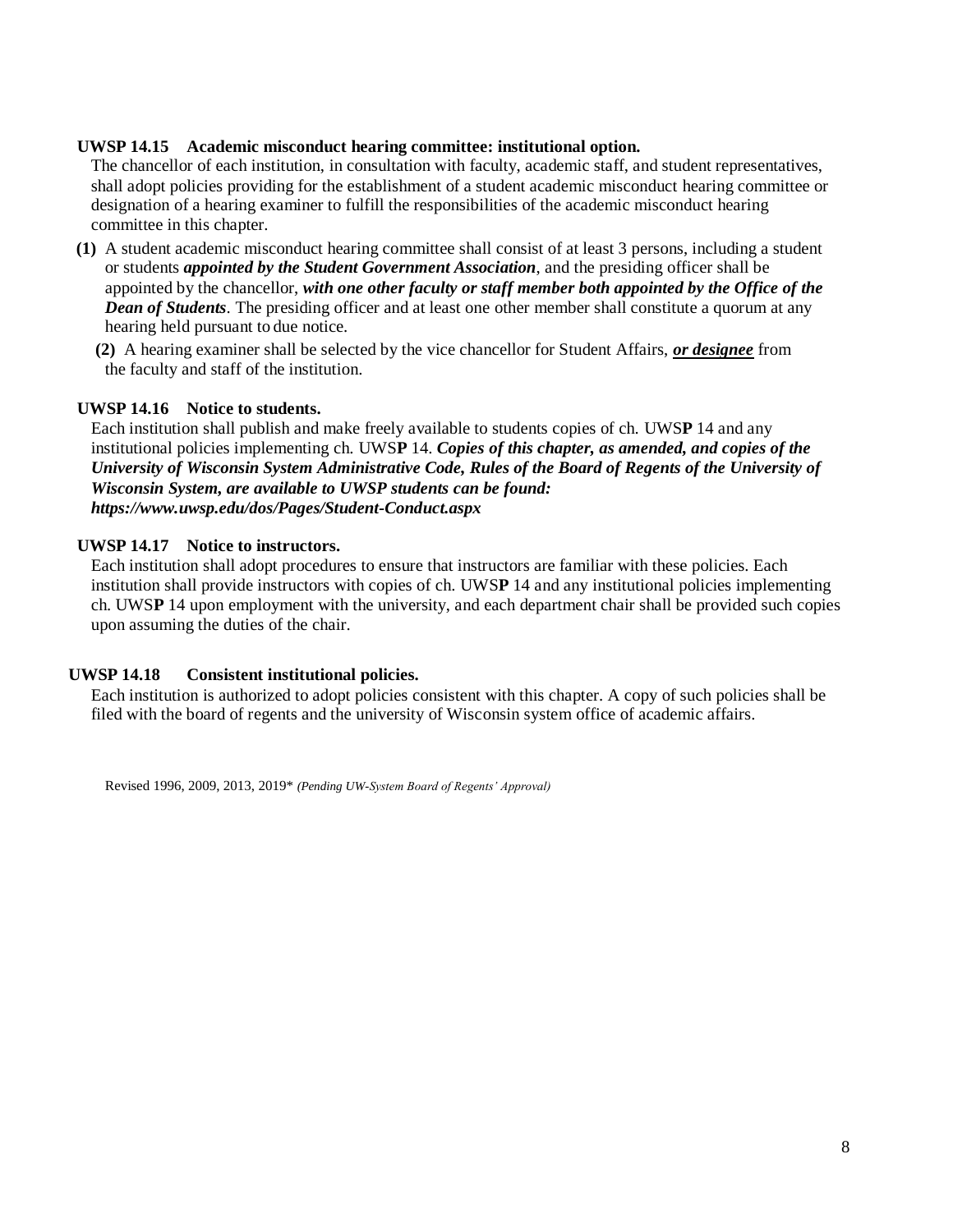**UWSP 14.15 Academic misconduct hearing committee: institutional option.**

The chancellor of each institution, in consultation with faculty, academic staff, and student representatives, shall adopt policies providing for the establishment of a student academic misconduct hearing committee or designation of a hearing examiner to fulfill the responsibilities of the academic misconduct hearing committee in this chapter.

**(1)** A student academic misconduct hearing committee shall consist of at least 3 persons, including a student or students ***appointed by the Student Government Association***, and the presiding officer shall be appointed by the chancellor, ***with one other faculty or staff member both appointed by the Office of the Dean of Students***. The presiding officer and at least one other member shall constitute a quorum at any hearing held pursuant to due notice.

**(2)** A hearing examiner shall be selected by the vice chancellor for Student Affairs, ***<u>or designee</u>*** from the faculty and staff of the institution.

**UWSP 14.16 Notice to students.**

Each institution shall publish and make freely available to students copies of ch. UWS**P** 14 and any institutional policies implementing ch. UWS**P** 14. ***Copies of this chapter, as amended, and copies of the University of Wisconsin System Administrative Code, Rules of the Board of Regents of the University of Wisconsin System, are available to UWSP students can be found: https://www.uwsp.edu/dos/Pages/Student-Conduct.aspx***

**UWSP 14.17 Notice to instructors.**

Each institution shall adopt procedures to ensure that instructors are familiar with these policies. Each institution shall provide instructors with copies of ch. UWS**P** 14 and any institutional policies implementing ch. UWS**P** 14 upon employment with the university, and each department chair shall be provided such copies upon assuming the duties of the chair.

**UWSP 14.18 Consistent institutional policies.**

Each institution is authorized to adopt policies consistent with this chapter. A copy of such policies shall be filed with the board of regents and the university of Wisconsin system office of academic affairs.

Revised 1996, 2009, 2013, 2019* *(Pending UW-System Board of Regents' Approval)*